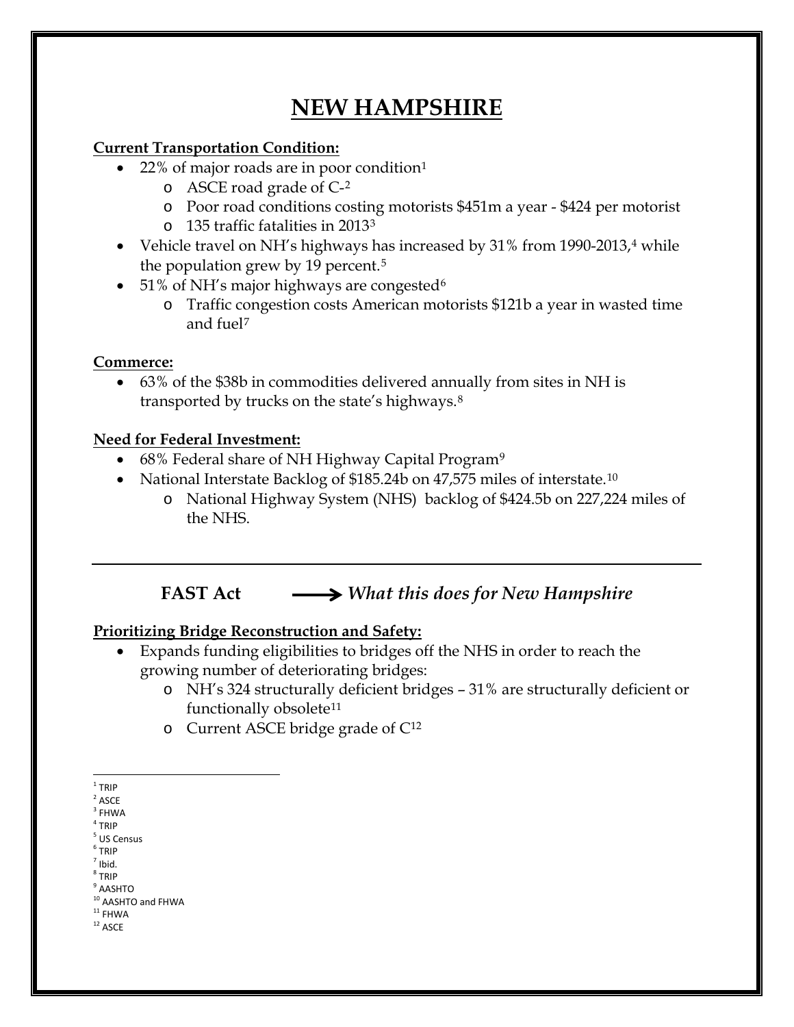# NEW HAMPSHIRE

**Current Transportation Condition:**

- 22% of major roads are in poor condition[1]
  - ASCE road grade of C-[2]
  - Poor road conditions costing motorists $451m a year - $424 per motorist
  - 135 traffic fatalities in 2013[3]
- Vehicle travel on NH's highways has increased by 31% from 1990-2013,[4] while the population grew by 19 percent.[5]
- 51% of NH's major highways are congested[6]
  - Traffic congestion costs American motorists $121b a year in wasted time and fuel[7]

**Commerce:**

- 63% of the $38b in commodities delivered annually from sites in NH is transported by trucks on the state's highways.[8]

**Need for Federal Investment:**

- 68% Federal share of NH Highway Capital Program[9]
- National Interstate Backlog of $185.24b on 47,575 miles of interstate.[10]
  - National Highway System (NHS) backlog of $424.5b on 227,224 miles of the NHS.

---

## FAST Act ⟶ *What this does for New Hampshire*

**Prioritizing Bridge Reconstruction and Safety:**

- Expands funding eligibilities to bridges off the NHS in order to reach the growing number of deteriorating bridges:
  - NH's 324 structurally deficient bridges – 31% are structurally deficient or functionally obsolete[11]
  - Current ASCE bridge grade of C[12]

---

[1] TRIP
[2] ASCE
[3] FHWA
[4] TRIP
[5] US Census
[6] TRIP
[7] Ibid.
[8] TRIP
[9] AASHTO
[10] AASHTO and FHWA
[11] FHWA
[12] ASCE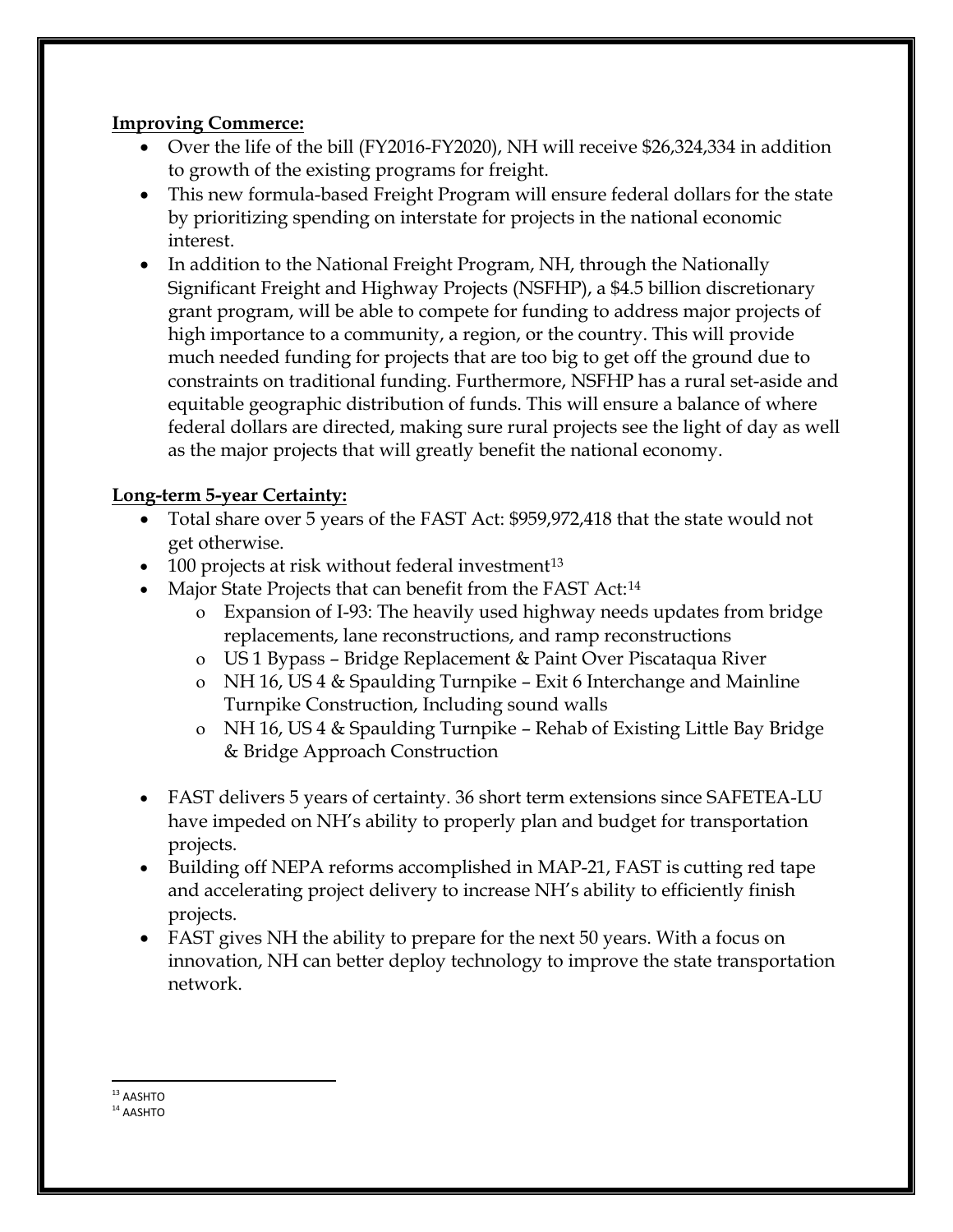**Improving Commerce:**

- Over the life of the bill (FY2016-FY2020), NH will receive $26,324,334 in addition to growth of the existing programs for freight.
- This new formula-based Freight Program will ensure federal dollars for the state by prioritizing spending on interstate for projects in the national economic interest.
- In addition to the National Freight Program, NH, through the Nationally Significant Freight and Highway Projects (NSFHP), a $4.5 billion discretionary grant program, will be able to compete for funding to address major projects of high importance to a community, a region, or the country. This will provide much needed funding for projects that are too big to get off the ground due to constraints on traditional funding. Furthermore, NSFHP has a rural set-aside and equitable geographic distribution of funds. This will ensure a balance of where federal dollars are directed, making sure rural projects see the light of day as well as the major projects that will greatly benefit the national economy.

**Long-term 5-year Certainty:**

- Total share over 5 years of the FAST Act: $959,972,418 that the state would not get otherwise.
- 100 projects at risk without federal investment[13]
- Major State Projects that can benefit from the FAST Act:[14]
  - Expansion of I-93: The heavily used highway needs updates from bridge replacements, lane reconstructions, and ramp reconstructions
  - US 1 Bypass – Bridge Replacement & Paint Over Piscataqua River
  - NH 16, US 4 & Spaulding Turnpike – Exit 6 Interchange and Mainline Turnpike Construction, Including sound walls
  - NH 16, US 4 & Spaulding Turnpike – Rehab of Existing Little Bay Bridge & Bridge Approach Construction
- FAST delivers 5 years of certainty. 36 short term extensions since SAFETEA-LU have impeded on NH's ability to properly plan and budget for transportation projects.
- Building off NEPA reforms accomplished in MAP-21, FAST is cutting red tape and accelerating project delivery to increase NH's ability to efficiently finish projects.
- FAST gives NH the ability to prepare for the next 50 years. With a focus on innovation, NH can better deploy technology to improve the state transportation network.

[13] AASHTO
[14] AASHTO